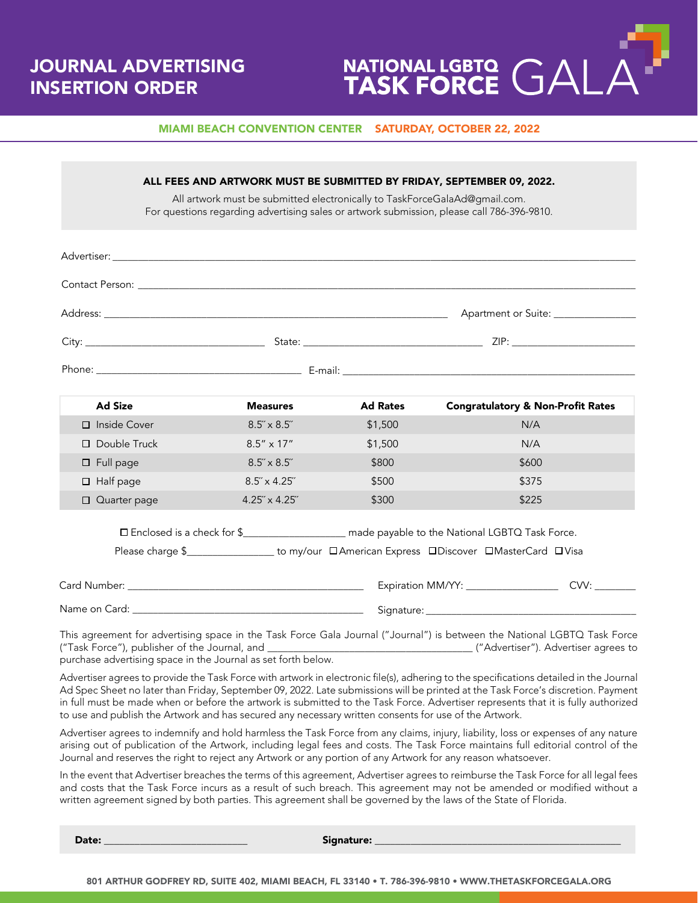# JOURNAL ADVERTISING INSERTION ORDER

## NATIONAL LGBTQ TASK FORCE GALA

**MIAMI BEACH CONVENTION CENTER** **SATURDAY, OCTOBER 22, 2022**

**ALL FEES AND ARTWORK MUST BE SUBMITTED BY FRIDAY, SEPTEMBER 09, 2022.**

All artwork must be submitted electronically to TaskForceGalaAd@gmail.com.
For questions regarding advertising sales or artwork submission, please call 786-396-9810.

Advertiser: ______________________________________________

Contact Person: ______________________________________________

Address: ______________________________ Apartment or Suite: ______________

City: ____________________ State: ____________________ ZIP: ______________

Phone: ____________________ E-mail: ______________________________

| Ad Size | Measures | Ad Rates | Congratulatory & Non-Profit Rates |
|---|---|---|---|
| ☐ Inside Cover | 8.5″ x 8.5″ | $1,500 | N/A |
| ☐ Double Truck | 8.5″ x 17″ | $1,500 | N/A |
| ☐ Full page | 8.5″ x 8.5″ | $800 | $600 |
| ☐ Half page | 8.5″ x 4.25″ | $500 | $375 |
| ☐ Quarter page | 4.25″ x 4.25″ | $300 | $225 |

☐ Enclosed is a check for $__________________ made payable to the National LGBTQ Task Force.

Please charge $________________ to my/our ☐American Express ☐Discover ☐MasterCard ☐Visa

Card Number: ______________________________ Expiration MM/YY: ______________ CVV: ________

Name on Card: ______________________________ Signature: ______________________________

This agreement for advertising space in the Task Force Gala Journal ("Journal") is between the National LGBTQ Task Force ("Task Force"), publisher of the Journal, and ______________________________ ("Advertiser"). Advertiser agrees to purchase advertising space in the Journal as set forth below.

Advertiser agrees to provide the Task Force with artwork in electronic file(s), adhering to the specifications detailed in the Journal Ad Spec Sheet no later than Friday, September 09, 2022. Late submissions will be printed at the Task Force's discretion. Payment in full must be made when or before the artwork is submitted to the Task Force. Advertiser represents that it is fully authorized to use and publish the Artwork and has secured any necessary written consents for use of the Artwork.

Advertiser agrees to indemnify and hold harmless the Task Force from any claims, injury, liability, loss or expenses of any nature arising out of publication of the Artwork, including legal fees and costs. The Task Force maintains full editorial control of the Journal and reserves the right to reject any Artwork or any portion of any Artwork for any reason whatsoever.

In the event that Advertiser breaches the terms of this agreement, Advertiser agrees to reimburse the Task Force for all legal fees and costs that the Task Force incurs as a result of such breach. This agreement may not be amended or modified without a written agreement signed by both parties. This agreement shall be governed by the laws of the State of Florida.

**Date:** ____________________ **Signature:** ______________________________

801 ARTHUR GODFREY RD, SUITE 402, MIAMI BEACH, FL 33140 • T. 786-396-9810 • WWW.THETASKFORCEGALA.ORG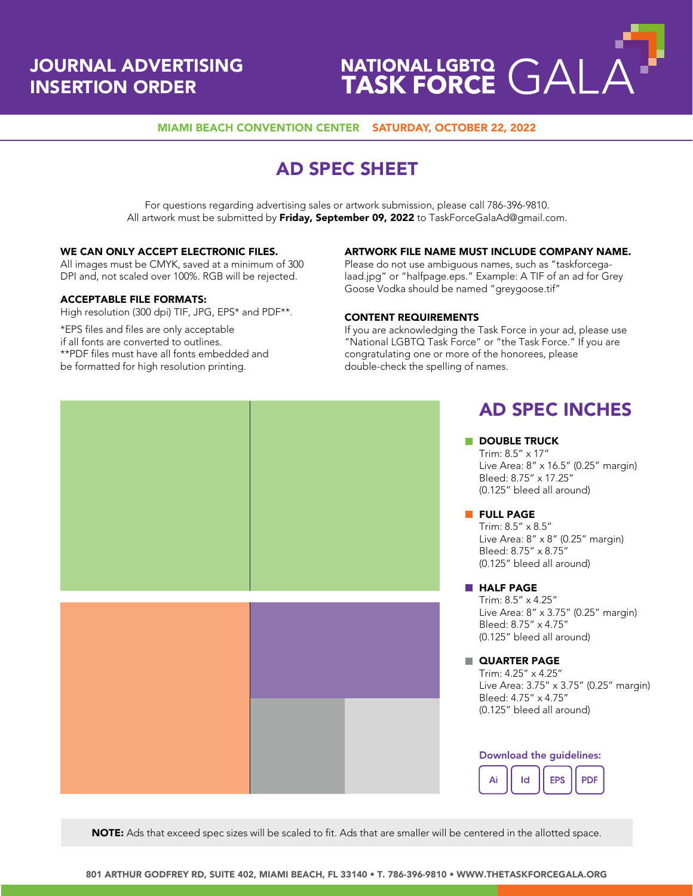# JOURNAL ADVERTISING INSERTION ORDER

NATIONAL LGBTQ TASK FORCE GALA

MIAMI BEACH CONVENTION CENTER SATURDAY, OCTOBER 22, 2022

## AD SPEC SHEET

For questions regarding advertising sales or artwork submission, please call 786-396-9810.
All artwork must be submitted by **Friday, September 09, 2022** to TaskForceGalaAd@gmail.com.

**WE CAN ONLY ACCEPT ELECTRONIC FILES.**
All images must be CMYK, saved at a minimum of 300 DPI and, not scaled over 100%. RGB will be rejected.

**ACCEPTABLE FILE FORMATS:**
High resolution (300 dpi) TIF, JPG, EPS* and PDF**.

*EPS files and files are only acceptable if all fonts are converted to outlines.
**PDF files must have all fonts embedded and be formatted for high resolution printing.

**ARTWORK FILE NAME MUST INCLUDE COMPANY NAME.**
Please do not use ambiguous names, such as "taskforcega-laad.jpg" or "halfpage.eps." Example: A TIF of an ad for Grey Goose Vodka should be named "greygoose.tif"

**CONTENT REQUIREMENTS**
If you are acknowledging the Task Force in your ad, please use "National LGBTQ Task Force" or "the Task Force." If you are congratulating one or more of the honorees, please double-check the spelling of names.

## AD SPEC INCHES

**DOUBLE TRUCK**
Trim: 8.5" x 17"
Live Area: 8" x 16.5" (0.25" margin)
Bleed: 8.75" x 17.25"
(0.125" bleed all around)

**FULL PAGE**
Trim: 8.5" x 8.5"
Live Area: 8" x 8" (0.25" margin)
Bleed: 8.75" x 8.75"
(0.125" bleed all around)

**HALF PAGE**
Trim: 8.5" x 4.25"
Live Area: 8" x 3.75" (0.25" margin)
Bleed: 8.75" x 4.75"
(0.125" bleed all around)

**QUARTER PAGE**
Trim: 4.25" x 4.25"
Live Area: 3.75" x 3.75" (0.25" margin)
Bleed: 4.75" x 4.75"
(0.125" bleed all around)

Download the guidelines:
Ai Id EPS PDF

**NOTE:** Ads that exceed spec sizes will be scaled to fit. Ads that are smaller will be centered in the allotted space.

801 ARTHUR GODFREY RD, SUITE 402, MIAMI BEACH, FL 33140 • T. 786-396-9810 • WWW.THETASKFORCEGALA.ORG